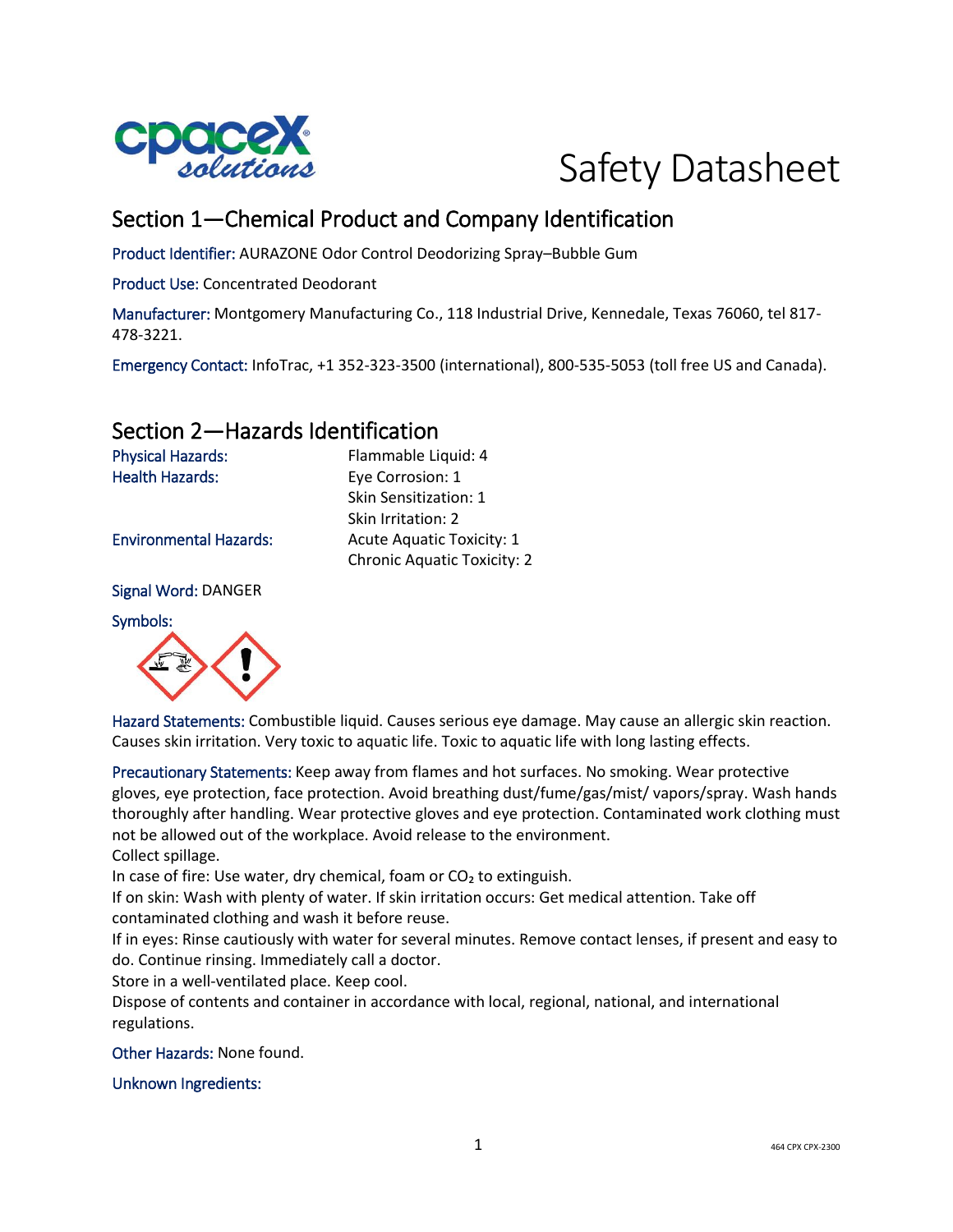# Safety Datasheet

## Section 1—Chemical Product and Company Identification

Product Identifier: AURAZONE Odor Control Deodorizing Spray–Bubble Gum

Product Use: Concentrated Deodorant

Manufacturer: Montgomery Manufacturing Co., 118 Industrial Drive, Kennedale, Texas 76060, tel 817-478-3221.

Emergency Contact: InfoTrac, +1 352-323-3500 (international), 800-535-5053 (toll free US and Canada).

## Section 2—Hazards Identification

| | |
|---|---|
| Physical Hazards: | Flammable Liquid: 4 |
| Health Hazards: | Eye Corrosion: 1 |
| | Skin Sensitization: 1 |
| | Skin Irritation: 2 |
| Environmental Hazards: | Acute Aquatic Toxicity: 1 |
| | Chronic Aquatic Toxicity: 2 |

Signal Word: DANGER

Symbols:

Hazard Statements: Combustible liquid. Causes serious eye damage. May cause an allergic skin reaction. Causes skin irritation. Very toxic to aquatic life. Toxic to aquatic life with long lasting effects.

Precautionary Statements: Keep away from flames and hot surfaces. No smoking. Wear protective gloves, eye protection, face protection. Avoid breathing dust/fume/gas/mist/ vapors/spray. Wash hands thoroughly after handling. Wear protective gloves and eye protection. Contaminated work clothing must not be allowed out of the workplace. Avoid release to the environment.
Collect spillage.
In case of fire: Use water, dry chemical, foam or $CO_2$ to extinguish.
If on skin: Wash with plenty of water. If skin irritation occurs: Get medical attention. Take off contaminated clothing and wash it before reuse.
If in eyes: Rinse cautiously with water for several minutes. Remove contact lenses, if present and easy to do. Continue rinsing. Immediately call a doctor.
Store in a well-ventilated place. Keep cool.
Dispose of contents and container in accordance with local, regional, national, and international regulations.

Other Hazards: None found.

Unknown Ingredients: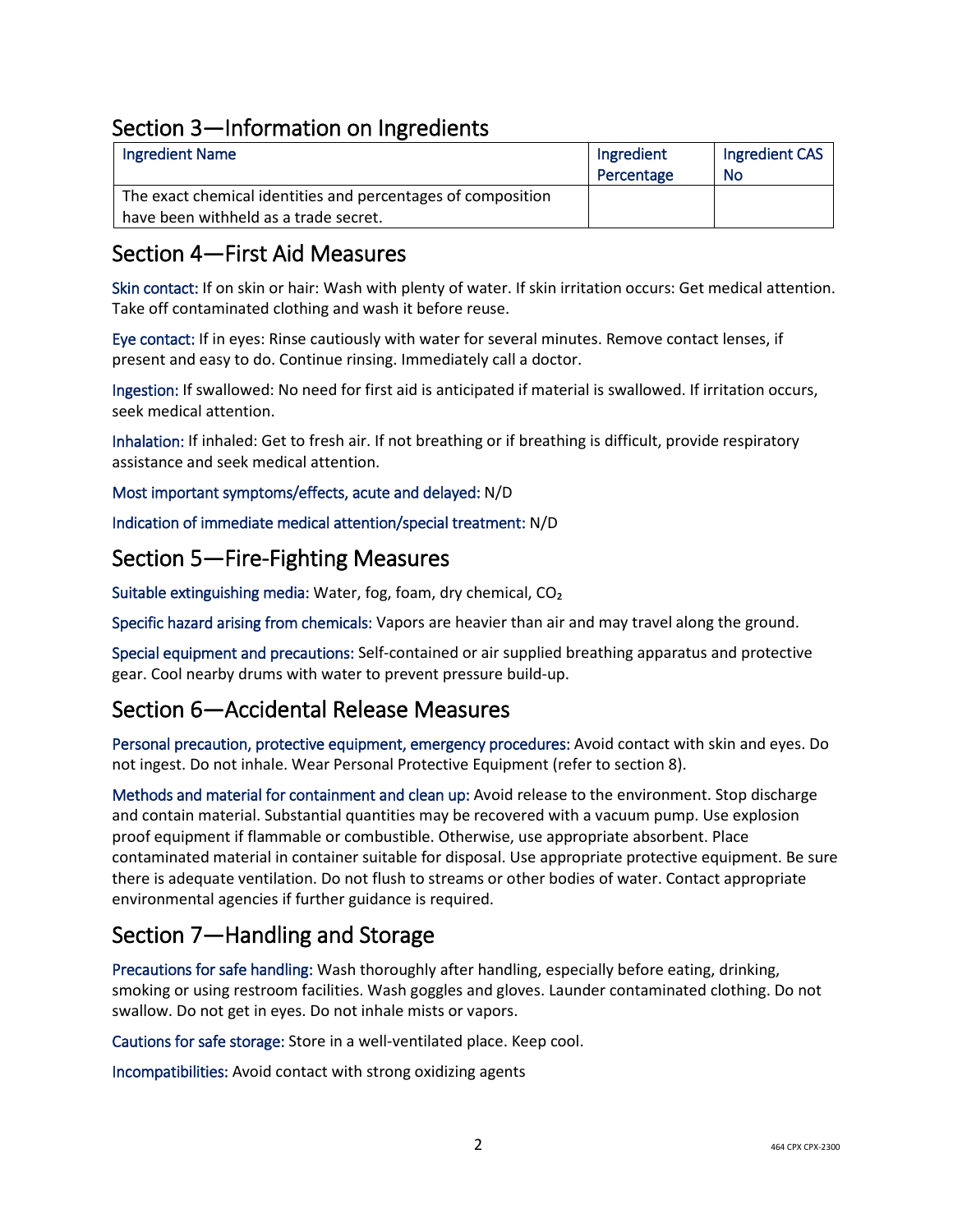## Section 3—Information on Ingredients

| Ingredient Name | Ingredient Percentage | Ingredient CAS No |
|---|---|---|
| The exact chemical identities and percentages of composition have been withheld as a trade secret. | | |

## Section 4—First Aid Measures

Skin contact: If on skin or hair: Wash with plenty of water. If skin irritation occurs: Get medical attention. Take off contaminated clothing and wash it before reuse.

Eye contact: If in eyes: Rinse cautiously with water for several minutes. Remove contact lenses, if present and easy to do. Continue rinsing. Immediately call a doctor.

Ingestion: If swallowed: No need for first aid is anticipated if material is swallowed. If irritation occurs, seek medical attention.

Inhalation: If inhaled: Get to fresh air. If not breathing or if breathing is difficult, provide respiratory assistance and seek medical attention.

Most important symptoms/effects, acute and delayed: N/D

Indication of immediate medical attention/special treatment: N/D

## Section 5—Fire-Fighting Measures

Suitable extinguishing media: Water, fog, foam, dry chemical, $CO_2$

Specific hazard arising from chemicals: Vapors are heavier than air and may travel along the ground.

Special equipment and precautions: Self-contained or air supplied breathing apparatus and protective gear. Cool nearby drums with water to prevent pressure build-up.

## Section 6—Accidental Release Measures

Personal precaution, protective equipment, emergency procedures: Avoid contact with skin and eyes. Do not ingest. Do not inhale. Wear Personal Protective Equipment (refer to section 8).

Methods and material for containment and clean up: Avoid release to the environment. Stop discharge and contain material. Substantial quantities may be recovered with a vacuum pump. Use explosion proof equipment if flammable or combustible. Otherwise, use appropriate absorbent. Place contaminated material in container suitable for disposal. Use appropriate protective equipment. Be sure there is adequate ventilation. Do not flush to streams or other bodies of water. Contact appropriate environmental agencies if further guidance is required.

## Section 7—Handling and Storage

Precautions for safe handling: Wash thoroughly after handling, especially before eating, drinking, smoking or using restroom facilities. Wash goggles and gloves. Launder contaminated clothing. Do not swallow. Do not get in eyes. Do not inhale mists or vapors.

Cautions for safe storage: Store in a well-ventilated place. Keep cool.

Incompatibilities: Avoid contact with strong oxidizing agents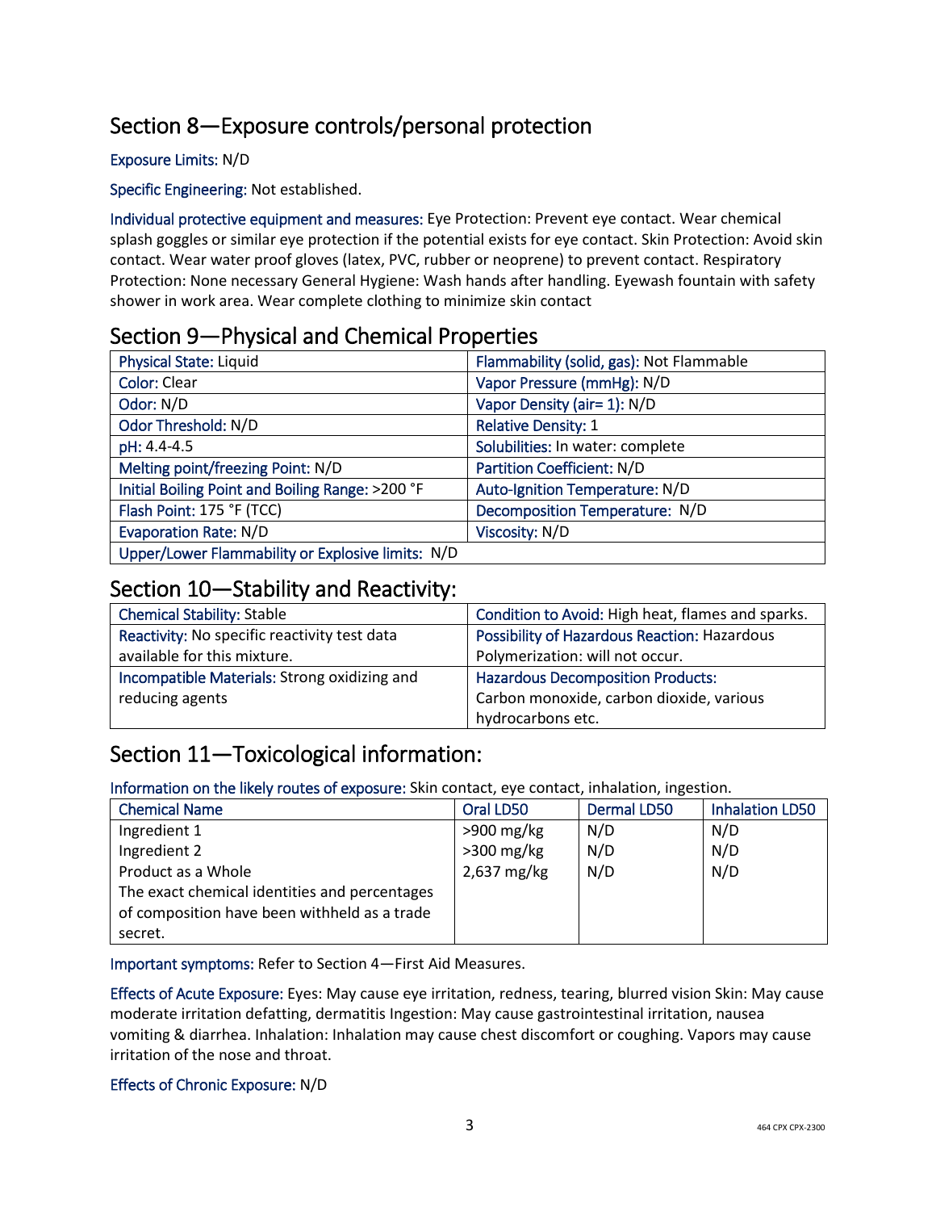## Section 8—Exposure controls/personal protection

Exposure Limits: N/D

Specific Engineering: Not established.

Individual protective equipment and measures: Eye Protection: Prevent eye contact. Wear chemical splash goggles or similar eye protection if the potential exists for eye contact. Skin Protection: Avoid skin contact. Wear water proof gloves (latex, PVC, rubber or neoprene) to prevent contact. Respiratory Protection: None necessary General Hygiene: Wash hands after handling. Eyewash fountain with safety shower in work area. Wear complete clothing to minimize skin contact

## Section 9—Physical and Chemical Properties

| | |
|---|---|
| Physical State: Liquid | Flammability (solid, gas): Not Flammable |
| Color: Clear | Vapor Pressure (mmHg): N/D |
| Odor: N/D | Vapor Density (air= 1): N/D |
| Odor Threshold: N/D | Relative Density: 1 |
| pH: 4.4-4.5 | Solubilities: In water: complete |
| Melting point/freezing Point: N/D | Partition Coefficient: N/D |
| Initial Boiling Point and Boiling Range: >200 °F | Auto-Ignition Temperature: N/D |
| Flash Point: 175 °F (TCC) | Decomposition Temperature: N/D |
| Evaporation Rate: N/D | Viscosity: N/D |
| Upper/Lower Flammability or Explosive limits: N/D | |

## Section 10—Stability and Reactivity:

| | |
|---|---|
| Chemical Stability: Stable | Condition to Avoid: High heat, flames and sparks. |
| Reactivity: No specific reactivity test data available for this mixture. | Possibility of Hazardous Reaction: Hazardous Polymerization: will not occur. |
| Incompatible Materials: Strong oxidizing and reducing agents | Hazardous Decomposition Products: Carbon monoxide, carbon dioxide, various hydrocarbons etc. |

## Section 11—Toxicological information:

Information on the likely routes of exposure: Skin contact, eye contact, inhalation, ingestion.

| Chemical Name | Oral LD50 | Dermal LD50 | Inhalation LD50 |
|---|---|---|---|
| Ingredient 1 | >900 mg/kg | N/D | N/D |
| Ingredient 2 | >300 mg/kg | N/D | N/D |
| Product as a Whole | 2,637 mg/kg | N/D | N/D |
| The exact chemical identities and percentages of composition have been withheld as a trade secret. | | | |

Important symptoms: Refer to Section 4—First Aid Measures.

Effects of Acute Exposure: Eyes: May cause eye irritation, redness, tearing, blurred vision Skin: May cause moderate irritation defatting, dermatitis Ingestion: May cause gastrointestinal irritation, nausea vomiting & diarrhea. Inhalation: Inhalation may cause chest discomfort or coughing. Vapors may cause irritation of the nose and throat.

Effects of Chronic Exposure: N/D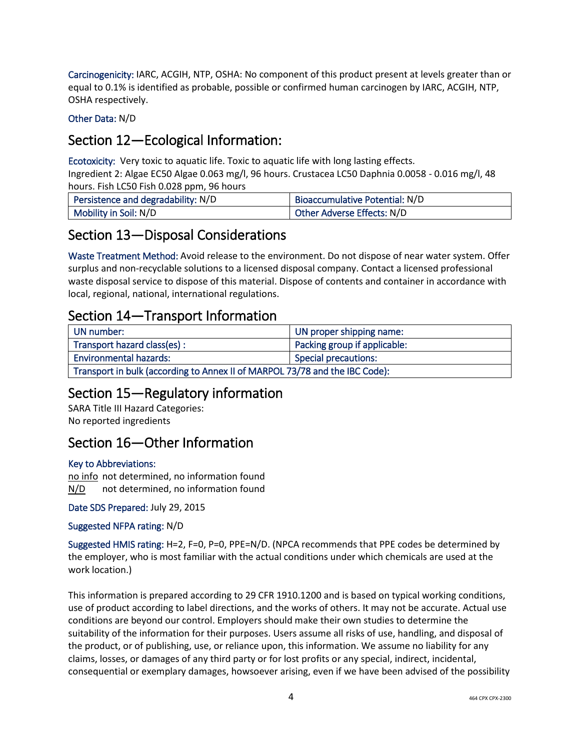Carcinogenicity: IARC, ACGIH, NTP, OSHA: No component of this product present at levels greater than or equal to 0.1% is identified as probable, possible or confirmed human carcinogen by IARC, ACGIH, NTP, OSHA respectively.

Other Data: N/D

## Section 12—Ecological Information:

Ecotoxicity: Very toxic to aquatic life. Toxic to aquatic life with long lasting effects.
Ingredient 2: Algae EC50 Algae 0.063 mg/l, 96 hours. Crustacea LC50 Daphnia 0.0058 - 0.016 mg/l, 48 hours. Fish LC50 Fish 0.028 ppm, 96 hours

| Persistence and degradability: N/D | Bioaccumulative Potential: N/D |
|---|---|
| Mobility in Soil: N/D | Other Adverse Effects: N/D |

## Section 13—Disposal Considerations

Waste Treatment Method: Avoid release to the environment. Do not dispose of near water system. Offer surplus and non-recyclable solutions to a licensed disposal company. Contact a licensed professional waste disposal service to dispose of this material. Dispose of contents and container in accordance with local, regional, national, international regulations.

## Section 14—Transport Information

| UN number: | UN proper shipping name: |
|---|---|
| Transport hazard class(es) : | Packing group if applicable: |
| Environmental hazards: | Special precautions: |
| Transport in bulk (according to Annex II of MARPOL 73/78 and the IBC Code): | |

## Section 15—Regulatory information

SARA Title III Hazard Categories:
No reported ingredients

## Section 16—Other Information

Key to Abbreviations:

no info not determined, no information found
N/D not determined, no information found

Date SDS Prepared: July 29, 2015

Suggested NFPA rating: N/D

Suggested HMIS rating: H=2, F=0, P=0, PPE=N/D. (NPCA recommends that PPE codes be determined by the employer, who is most familiar with the actual conditions under which chemicals are used at the work location.)

This information is prepared according to 29 CFR 1910.1200 and is based on typical working conditions, use of product according to label directions, and the works of others. It may not be accurate. Actual use conditions are beyond our control. Employers should make their own studies to determine the suitability of the information for their purposes. Users assume all risks of use, handling, and disposal of the product, or of publishing, use, or reliance upon, this information. We assume no liability for any claims, losses, or damages of any third party or for lost profits or any special, indirect, incidental, consequential or exemplary damages, howsoever arising, even if we have been advised of the possibility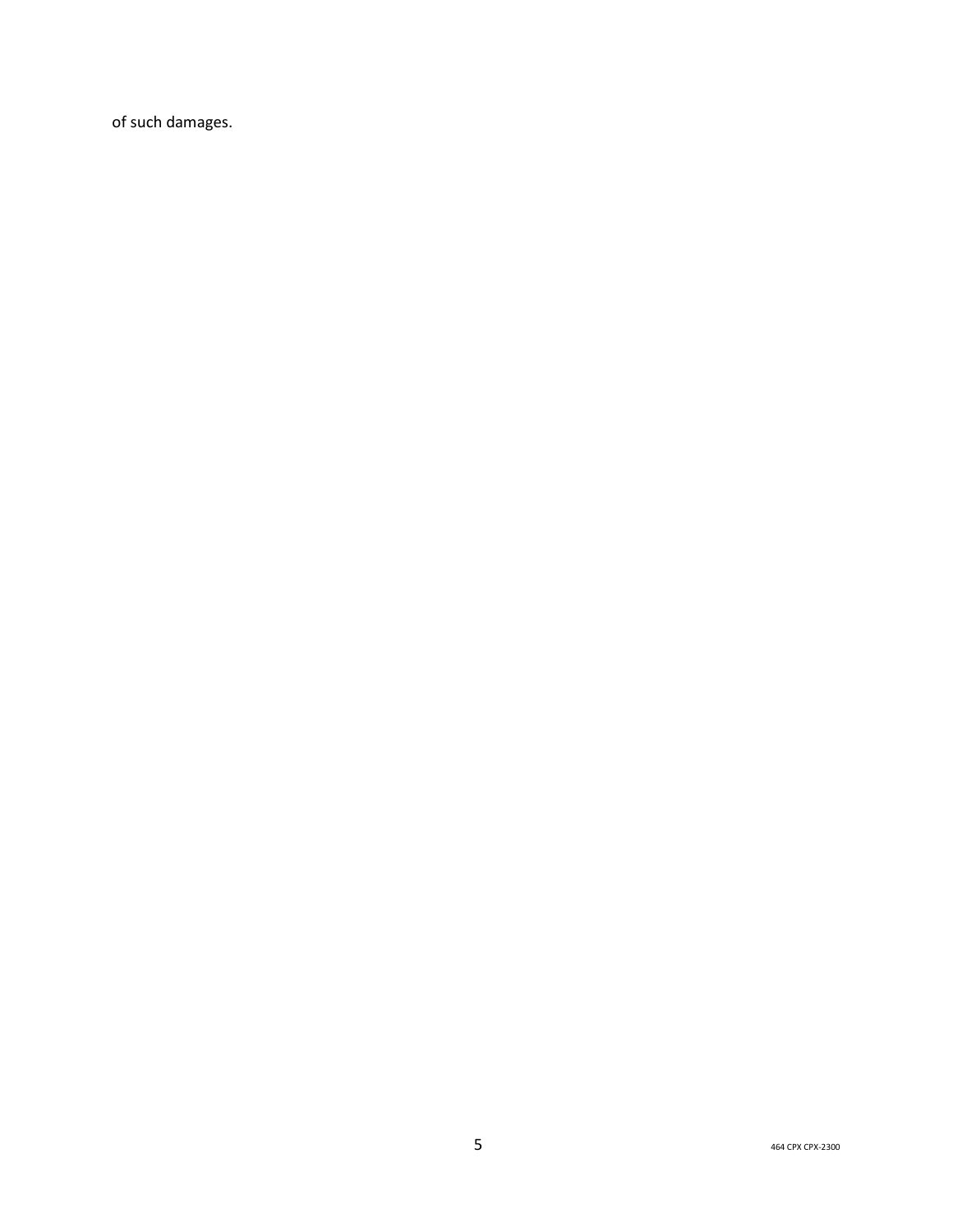of such damages.